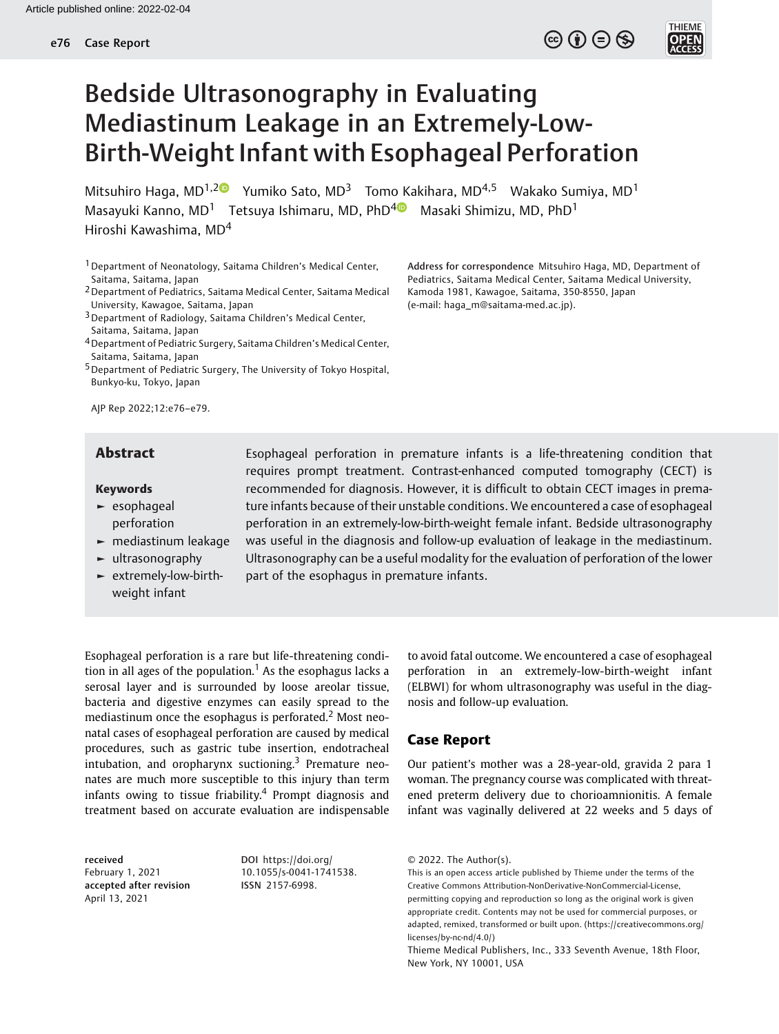Article published online: 2022-02-04

# Bedside Ultrasonography in Evaluating Mediastinum Leakage in an Extremely-Low-Birth-Weight Infant with Esophageal Perforation

Mitsuhiro Haga, MD[1,2] Yumiko Sato, MD[3] Tomo Kakihara, MD[4,5] Wakako Sumiya, MD[1] Masayuki Kanno, MD[1] Tetsuya Ishimaru, MD, PhD[4] Masaki Shimizu, MD, PhD[1] Hiroshi Kawashima, MD[4]

[1] Department of Neonatology, Saitama Children's Medical Center, Saitama, Saitama, Japan
[2] Department of Pediatrics, Saitama Medical Center, Saitama Medical University, Kawagoe, Saitama, Japan
[3] Department of Radiology, Saitama Children's Medical Center, Saitama, Saitama, Japan
[4] Department of Pediatric Surgery, Saitama Children's Medical Center, Saitama, Saitama, Japan
[5] Department of Pediatric Surgery, The University of Tokyo Hospital, Bunkyo-ku, Tokyo, Japan

**Address for correspondence** Mitsuhiro Haga, MD, Department of Pediatrics, Saitama Medical Center, Saitama Medical University, Kamoda 1981, Kawagoe, Saitama, 350-8550, Japan (e-mail: haga_m@saitama-med.ac.jp).

AJP Rep 2022;12:e76–e79.

## Abstract

Esophageal perforation in premature infants is a life-threatening condition that requires prompt treatment. Contrast-enhanced computed tomography (CECT) is recommended for diagnosis. However, it is difficult to obtain CECT images in premature infants because of their unstable conditions. We encountered a case of esophageal perforation in an extremely-low-birth-weight female infant. Bedside ultrasonography was useful in the diagnosis and follow-up evaluation of leakage in the mediastinum. Ultrasonography can be a useful modality for the evaluation of perforation of the lower part of the esophagus in premature infants.

**Keywords**
- esophageal perforation
- mediastinum leakage
- ultrasonography
- extremely-low-birth-weight infant

Esophageal perforation is a rare but life-threatening condition in all ages of the population.[1] As the esophagus lacks a serosal layer and is surrounded by loose areolar tissue, bacteria and digestive enzymes can easily spread to the mediastinum once the esophagus is perforated.[2] Most neonatal cases of esophageal perforation are caused by medical procedures, such as gastric tube insertion, endotracheal intubation, and oropharynx suctioning.[3] Premature neonates are much more susceptible to this injury than term infants owing to tissue friability.[4] Prompt diagnosis and treatment based on accurate evaluation are indispensable to avoid fatal outcome. We encountered a case of esophageal perforation in an extremely-low-birth-weight infant (ELBWI) for whom ultrasonography was useful in the diagnosis and follow-up evaluation.

## Case Report

Our patient's mother was a 28-year-old, gravida 2 para 1 woman. The pregnancy course was complicated with threatened preterm delivery due to chorioamnionitis. A female infant was vaginally delivered at 22 weeks and 5 days of

**received** February 1, 2021
**accepted after revision** April 13, 2021

**DOI** https://doi.org/10.1055/s-0041-1741538.
**ISSN** 2157-6998.

© 2022. The Author(s).
This is an open access article published by Thieme under the terms of the Creative Commons Attribution-NonDerivative-NonCommercial-License, permitting copying and reproduction so long as the original work is given appropriate credit. Contents may not be used for commercial purposes, or adapted, remixed, transformed or built upon. (https://creativecommons.org/licenses/by-nc-nd/4.0/)
Thieme Medical Publishers, Inc., 333 Seventh Avenue, 18th Floor, New York, NY 10001, USA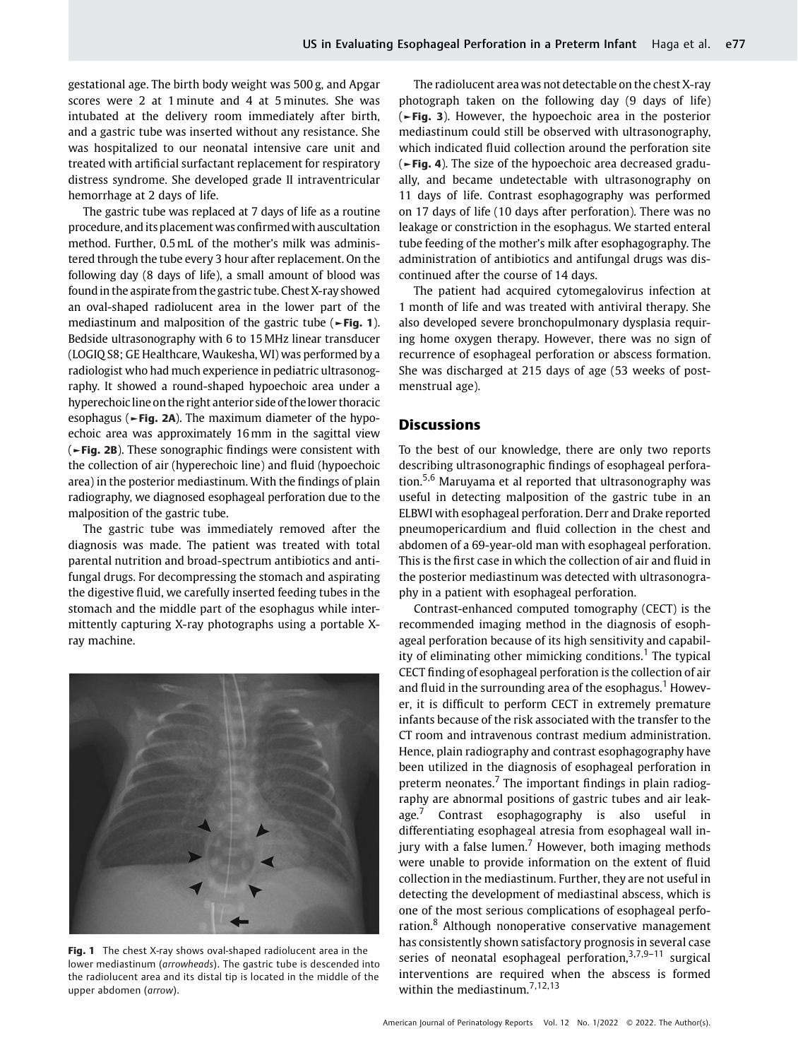gestational age. The birth body weight was 500 g, and Apgar scores were 2 at 1 minute and 4 at 5 minutes. She was intubated at the delivery room immediately after birth, and a gastric tube was inserted without any resistance. She was hospitalized to our neonatal intensive care unit and treated with artificial surfactant replacement for respiratory distress syndrome. She developed grade II intraventricular hemorrhage at 2 days of life.

The gastric tube was replaced at 7 days of life as a routine procedure, and its placement was confirmed with auscultation method. Further, 0.5 mL of the mother's milk was administered through the tube every 3 hour after replacement. On the following day (8 days of life), a small amount of blood was found in the aspirate from the gastric tube. Chest X-ray showed an oval-shaped radiolucent area in the lower part of the mediastinum and malposition of the gastric tube (►Fig. 1). Bedside ultrasonography with 6 to 15 MHz linear transducer (LOGIQ S8; GE Healthcare, Waukesha, WI) was performed by a radiologist who had much experience in pediatric ultrasonography. It showed a round-shaped hypoechoic area under a hyperechoic line on the right anterior side of the lower thoracic esophagus (►Fig. 2A). The maximum diameter of the hypoechoic area was approximately 16 mm in the sagittal view (►Fig. 2B). These sonographic findings were consistent with the collection of air (hyperechoic line) and fluid (hypoechoic area) in the posterior mediastinum. With the findings of plain radiography, we diagnosed esophageal perforation due to the malposition of the gastric tube.

The gastric tube was immediately removed after the diagnosis was made. The patient was treated with total parental nutrition and broad-spectrum antibiotics and antifungal drugs. For decompressing the stomach and aspirating the digestive fluid, we carefully inserted feeding tubes in the stomach and the middle part of the esophagus while intermittently capturing X-ray photographs using a portable X-ray machine.

Fig. 1 The chest X-ray shows oval-shaped radiolucent area in the lower mediastinum (*arrowheads*). The gastric tube is descended into the radiolucent area and its distal tip is located in the middle of the upper abdomen (*arrow*).

The radiolucent area was not detectable on the chest X-ray photograph taken on the following day (9 days of life) (►Fig. 3). However, the hypoechoic area in the posterior mediastinum could still be observed with ultrasonography, which indicated fluid collection around the perforation site (►Fig. 4). The size of the hypoechoic area decreased gradually, and became undetectable with ultrasonography on 11 days of life. Contrast esophagography was performed on 17 days of life (10 days after perforation). There was no leakage or constriction in the esophagus. We started enteral tube feeding of the mother's milk after esophagography. The administration of antibiotics and antifungal drugs was discontinued after the course of 14 days.

The patient had acquired cytomegalovirus infection at 1 month of life and was treated with antiviral therapy. She also developed severe bronchopulmonary dysplasia requiring home oxygen therapy. However, there was no sign of recurrence of esophageal perforation or abscess formation. She was discharged at 215 days of age (53 weeks of postmenstrual age).

## Discussions

To the best of our knowledge, there are only two reports describing ultrasonographic findings of esophageal perforation.[5,6] Maruyama et al reported that ultrasonography was useful in detecting malposition of the gastric tube in an ELBWI with esophageal perforation. Derr and Drake reported pneumopericardium and fluid collection in the chest and abdomen of a 69-year-old man with esophageal perforation. This is the first case in which the collection of air and fluid in the posterior mediastinum was detected with ultrasonography in a patient with esophageal perforation.

Contrast-enhanced computed tomography (CECT) is the recommended imaging method in the diagnosis of esophageal perforation because of its high sensitivity and capability of eliminating other mimicking conditions.[1] The typical CECT finding of esophageal perforation is the collection of air and fluid in the surrounding area of the esophagus.[1] However, it is difficult to perform CECT in extremely premature infants because of the risk associated with the transfer to the CT room and intravenous contrast medium administration. Hence, plain radiography and contrast esophagography have been utilized in the diagnosis of esophageal perforation in preterm neonates.[7] The important findings in plain radiography are abnormal positions of gastric tubes and air leakage.[7] Contrast esophagography is useful in differentiating esophageal atresia from esophageal wall injury with a false lumen.[7] However, both imaging methods were unable to provide information on the extent of fluid collection in the mediastinum. Further, they are not useful in detecting the development of mediastinal abscess, which is one of the most serious complications of esophageal perforation.[8] Although nonoperative conservative management has consistently shown satisfactory prognosis in several case series of neonatal esophageal perforation,[3,7,9–11] surgical interventions are required when the abscess is formed within the mediastinum.[7,12,13]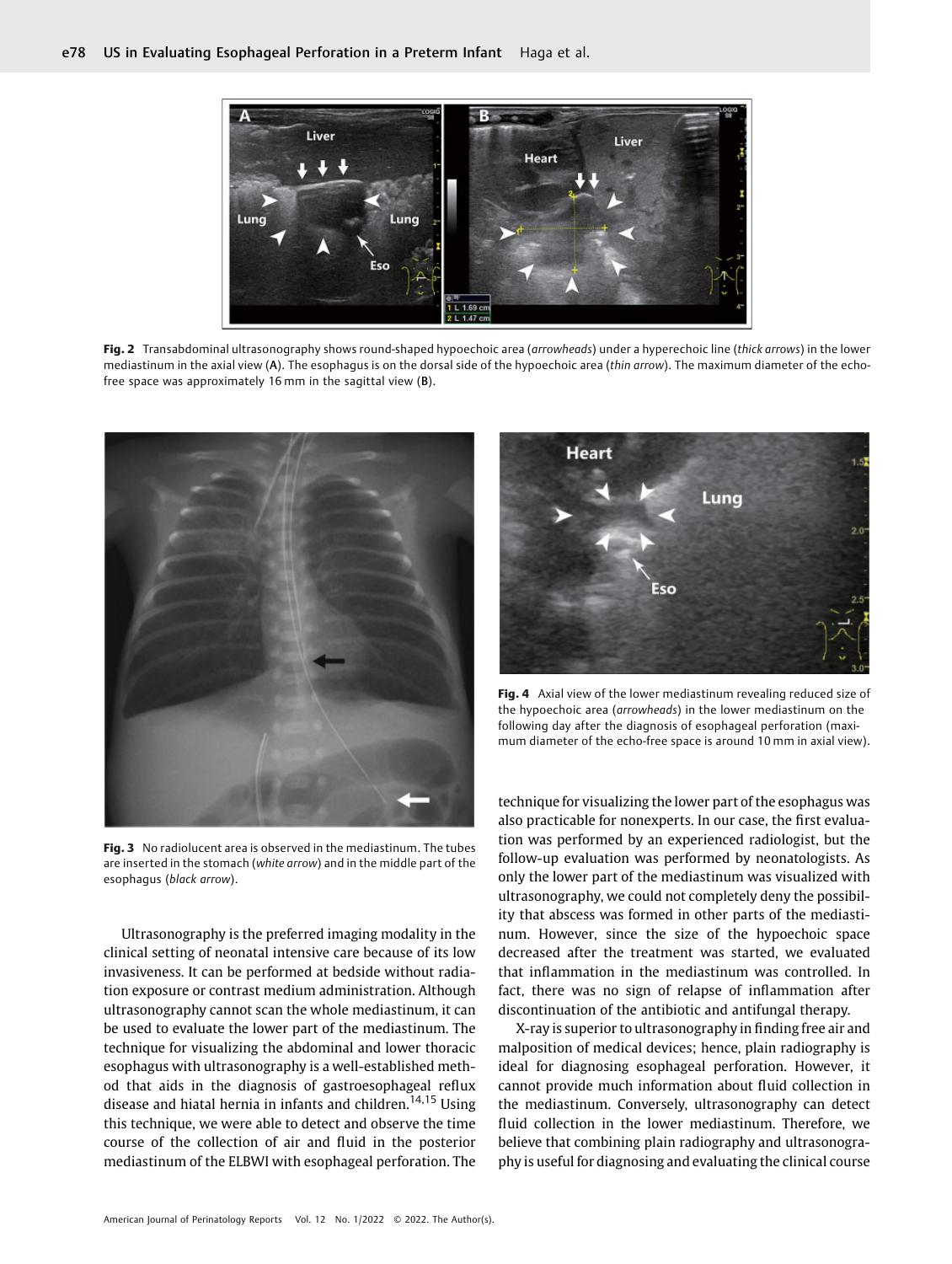**Fig. 2** Transabdominal ultrasonography shows round-shaped hypoechoic area (*arrowheads*) under a hyperechoic line (*thick arrows*) in the lower mediastinum in the axial view (**A**). The esophagus is on the dorsal side of the hypoechoic area (*thin arrow*). The maximum diameter of the echo-free space was approximately 16 mm in the sagittal view (**B**).

**Fig. 3** No radiolucent area is observed in the mediastinum. The tubes are inserted in the stomach (*white arrow*) and in the middle part of the esophagus (*black arrow*).

**Fig. 4** Axial view of the lower mediastinum revealing reduced size of the hypoechoic area (*arrowheads*) in the lower mediastinum on the following day after the diagnosis of esophageal perforation (maximum diameter of the echo-free space is around 10 mm in axial view).

Ultrasonography is the preferred imaging modality in the clinical setting of neonatal intensive care because of its low invasiveness. It can be performed at bedside without radiation exposure or contrast medium administration. Although ultrasonography cannot scan the whole mediastinum, it can be used to evaluate the lower part of the mediastinum. The technique for visualizing the abdominal and lower thoracic esophagus with ultrasonography is a well-established method that aids in the diagnosis of gastroesophageal reflux disease and hiatal hernia in infants and children.[14,15] Using this technique, we were able to detect and observe the time course of the collection of air and fluid in the posterior mediastinum of the ELBWI with esophageal perforation. The technique for visualizing the lower part of the esophagus was also practicable for nonexperts. In our case, the first evaluation was performed by an experienced radiologist, but the follow-up evaluation was performed by neonatologists. As only the lower part of the mediastinum was visualized with ultrasonography, we could not completely deny the possibility that abscess was formed in other parts of the mediastinum. However, since the size of the hypoechoic space decreased after the treatment was started, we evaluated that inflammation in the mediastinum was controlled. In fact, there was no sign of relapse of inflammation after discontinuation of the antibiotic and antifungal therapy.

X-ray is superior to ultrasonography in finding free air and malposition of medical devices; hence, plain radiography is ideal for diagnosing esophageal perforation. However, it cannot provide much information about fluid collection in the mediastinum. Conversely, ultrasonography can detect fluid collection in the lower mediastinum. Therefore, we believe that combining plain radiography and ultrasonography is useful for diagnosing and evaluating the clinical course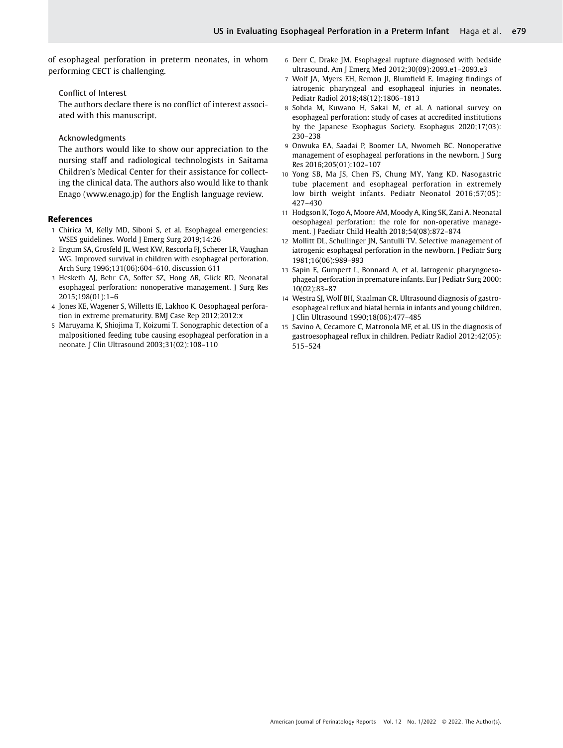of esophageal perforation in preterm neonates, in whom performing CECT is challenging.

### Conflict of Interest

The authors declare there is no conflict of interest associated with this manuscript.

### Acknowledgments

The authors would like to show our appreciation to the nursing staff and radiological technologists in Saitama Children's Medical Center for their assistance for collecting the clinical data. The authors also would like to thank Enago (www.enago.jp) for the English language review.

## References

1. Chirica M, Kelly MD, Siboni S, et al. Esophageal emergencies: WSES guidelines. World J Emerg Surg 2019;14:26
2. Engum SA, Grosfeld JL, West KW, Rescorla FJ, Scherer LR, Vaughan WG. Improved survival in children with esophageal perforation. Arch Surg 1996;131(06):604–610, discussion 611
3. Hesketh AJ, Behr CA, Soffer SZ, Hong AR, Glick RD. Neonatal esophageal perforation: nonoperative management. J Surg Res 2015;198(01):1–6
4. Jones KE, Wagener S, Willetts IE, Lakhoo K. Oesophageal perforation in extreme prematurity. BMJ Case Rep 2012;2012:x
5. Maruyama K, Shiojima T, Koizumi T. Sonographic detection of a malpositioned feeding tube causing esophageal perforation in a neonate. J Clin Ultrasound 2003;31(02):108–110
6. Derr C, Drake JM. Esophageal rupture diagnosed with bedside ultrasound. Am J Emerg Med 2012;30(09):2093.e1–2093.e3
7. Wolf JA, Myers EH, Remon JI, Blumfield E. Imaging findings of iatrogenic pharyngeal and esophageal injuries in neonates. Pediatr Radiol 2018;48(12):1806–1813
8. Sohda M, Kuwano H, Sakai M, et al. A national survey on esophageal perforation: study of cases at accredited institutions by the Japanese Esophagus Society. Esophagus 2020;17(03): 230–238
9. Onwuka EA, Saadai P, Boomer LA, Nwomeh BC. Nonoperative management of esophageal perforations in the newborn. J Surg Res 2016;205(01):102–107
10. Yong SB, Ma JS, Chen FS, Chung MY, Yang KD. Nasogastric tube placement and esophageal perforation in extremely low birth weight infants. Pediatr Neonatol 2016;57(05): 427–430
11. Hodgson K, Togo A, Moore AM, Moody A, King SK, Zani A. Neonatal oesophageal perforation: the role for non-operative management. J Paediatr Child Health 2018;54(08):872–874
12. Mollitt DL, Schullinger JN, Santulli TV. Selective management of iatrogenic esophageal perforation in the newborn. J Pediatr Surg 1981;16(06):989–993
13. Sapin E, Gumpert L, Bonnard A, et al. Iatrogenic pharyngoesophageal perforation in premature infants. Eur J Pediatr Surg 2000; 10(02):83–87
14. Westra SJ, Wolf BH, Staalman CR. Ultrasound diagnosis of gastroesophageal reflux and hiatal hernia in infants and young children. J Clin Ultrasound 1990;18(06):477–485
15. Savino A, Cecamore C, Matronola MF, et al. US in the diagnosis of gastroesophageal reflux in children. Pediatr Radiol 2012;42(05): 515–524